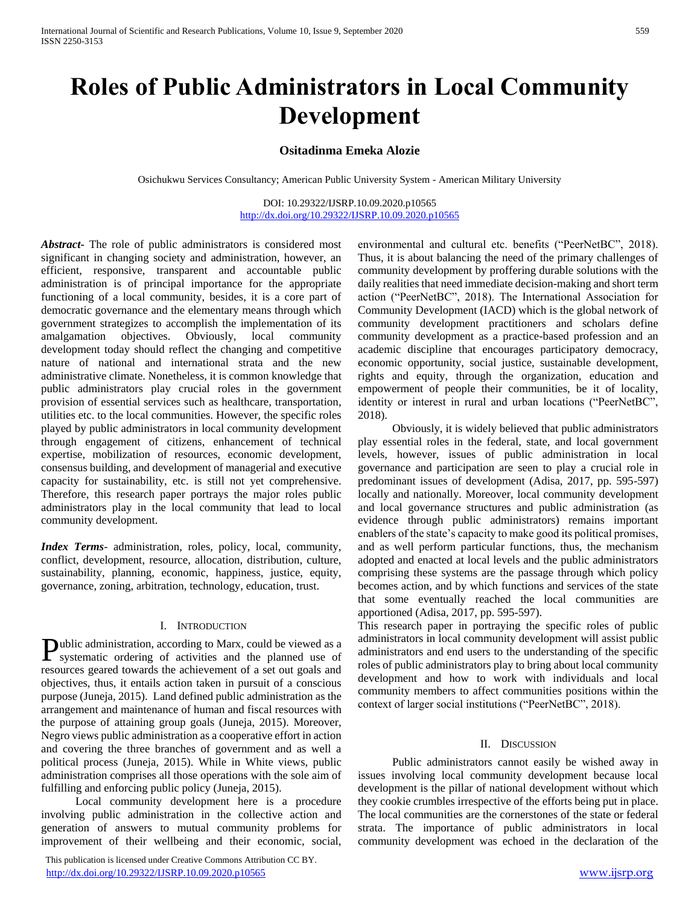# Roles of Public Administrators in Local Community Development

**Ositadinma Emeka Alozie**

Osichukwu Services Consultancy; American Public University System - American Military University

DOI: 10.29322/IJSRP.10.09.2020.p10565
http://dx.doi.org/10.29322/IJSRP.10.09.2020.p10565

***Abstract*-** The role of public administrators is considered most significant in changing society and administration, however, an efficient, responsive, transparent and accountable public administration is of principal importance for the appropriate functioning of a local community, besides, it is a core part of democratic governance and the elementary means through which government strategizes to accomplish the implementation of its amalgamation objectives. Obviously, local community development today should reflect the changing and competitive nature of national and international strata and the new administrative climate. Nonetheless, it is common knowledge that public administrators play crucial roles in the government provision of essential services such as healthcare, transportation, utilities etc. to the local communities. However, the specific roles played by public administrators in local community development through engagement of citizens, enhancement of technical expertise, mobilization of resources, economic development, consensus building, and development of managerial and executive capacity for sustainability, etc. is still not yet comprehensive. Therefore, this research paper portrays the major roles public administrators play in the local community that lead to local community development.

***Index Terms*-** administration, roles, policy, local, community, conflict, development, resource, allocation, distribution, culture, sustainability, planning, economic, happiness, justice, equity, governance, zoning, arbitration, technology, education, trust.

## I. Introduction

Public administration, according to Marx, could be viewed as a systematic ordering of activities and the planned use of resources geared towards the achievement of a set out goals and objectives, thus, it entails action taken in pursuit of a conscious purpose (Juneja, 2015). Land defined public administration as the arrangement and maintenance of human and fiscal resources with the purpose of attaining group goals (Juneja, 2015). Moreover, Negro views public administration as a cooperative effort in action and covering the three branches of government and as well a political process (Juneja, 2015). While in White views, public administration comprises all those operations with the sole aim of fulfilling and enforcing public policy (Juneja, 2015).

Local community development here is a procedure involving public administration in the collective action and generation of answers to mutual community problems for improvement of their wellbeing and their economic, social, environmental and cultural etc. benefits ("PeerNetBC", 2018). Thus, it is about balancing the need of the primary challenges of community development by proffering durable solutions with the daily realities that need immediate decision-making and short term action ("PeerNetBC", 2018). The International Association for Community Development (IACD) which is the global network of community development practitioners and scholars define community development as a practice-based profession and an academic discipline that encourages participatory democracy, economic opportunity, social justice, sustainable development, rights and equity, through the organization, education and empowerment of people their communities, be it of locality, identity or interest in rural and urban locations ("PeerNetBC", 2018).

Obviously, it is widely believed that public administrators play essential roles in the federal, state, and local government levels, however, issues of public administration in local governance and participation are seen to play a crucial role in predominant issues of development (Adisa, 2017, pp. 595-597) locally and nationally. Moreover, local community development and local governance structures and public administration (as evidence through public administrators) remains important enablers of the state's capacity to make good its political promises, and as well perform particular functions, thus, the mechanism adopted and enacted at local levels and the public administrators comprising these systems are the passage through which policy becomes action, and by which functions and services of the state that some eventually reached the local communities are apportioned (Adisa, 2017, pp. 595-597).

This research paper in portraying the specific roles of public administrators in local community development will assist public administrators and end users to the understanding of the specific roles of public administrators play to bring about local community development and how to work with individuals and local community members to affect communities positions within the context of larger social institutions ("PeerNetBC", 2018).

## II. Discussion

Public administrators cannot easily be wished away in issues involving local community development because local development is the pillar of national development without which they cookie crumbles irrespective of the efforts being put in place. The local communities are the cornerstones of the state or federal strata. The importance of public administrators in local community development was echoed in the declaration of the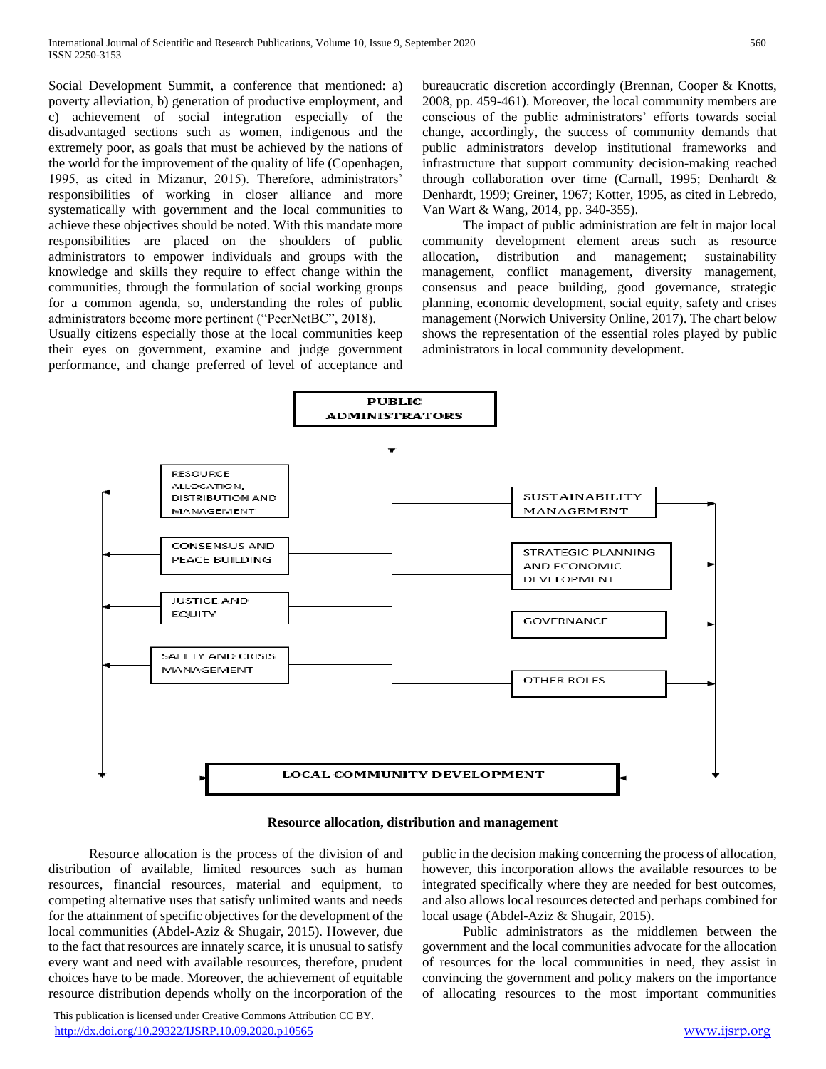Social Development Summit, a conference that mentioned: a) poverty alleviation, b) generation of productive employment, and c) achievement of social integration especially of the disadvantaged sections such as women, indigenous and the extremely poor, as goals that must be achieved by the nations of the world for the improvement of the quality of life (Copenhagen, 1995, as cited in Mizanur, 2015). Therefore, administrators' responsibilities of working in closer alliance and more systematically with government and the local communities to achieve these objectives should be noted. With this mandate more responsibilities are placed on the shoulders of public administrators to empower individuals and groups with the knowledge and skills they require to effect change within the communities, through the formulation of social working groups for a common agenda, so, understanding the roles of public administrators become more pertinent ("PeerNetBC", 2018).

Usually citizens especially those at the local communities keep their eyes on government, examine and judge government performance, and change preferred of level of acceptance and bureaucratic discretion accordingly (Brennan, Cooper & Knotts, 2008, pp. 459-461). Moreover, the local community members are conscious of the public administrators' efforts towards social change, accordingly, the success of community demands that public administrators develop institutional frameworks and infrastructure that support community decision-making reached through collaboration over time (Carnall, 1995; Denhardt & Denhardt, 1999; Greiner, 1967; Kotter, 1995, as cited in Lebredo, Van Wart & Wang, 2014, pp. 340-355).

The impact of public administration are felt in major local community development element areas such as resource allocation, distribution and management; sustainability management, conflict management, diversity management, consensus and peace building, good governance, strategic planning, economic development, social equity, safety and crises management (Norwich University Online, 2017). The chart below shows the representation of the essential roles played by public administrators in local community development.

PUBLIC ADMINISTRATORS

RESOURCE ALLOCATION, DISTRIBUTION AND MANAGEMENT

CONSENSUS AND PEACE BUILDING

JUSTICE AND EQUITY

SAFETY AND CRISIS MANAGEMENT

SUSTAINABILITY MANAGEMENT

STRATEGIC PLANNING AND ECONOMIC DEVELOPMENT

GOVERNANCE

OTHER ROLES

LOCAL COMMUNITY DEVELOPMENT

**Resource allocation, distribution and management**

Resource allocation is the process of the division of and distribution of available, limited resources such as human resources, financial resources, material and equipment, to competing alternative uses that satisfy unlimited wants and needs for the attainment of specific objectives for the development of the local communities (Abdel-Aziz & Shugair, 2015). However, due to the fact that resources are innately scarce, it is unusual to satisfy every want and need with available resources, therefore, prudent choices have to be made. Moreover, the achievement of equitable resource distribution depends wholly on the incorporation of the public in the decision making concerning the process of allocation, however, this incorporation allows the available resources to be integrated specifically where they are needed for best outcomes, and also allows local resources detected and perhaps combined for local usage (Abdel-Aziz & Shugair, 2015).

Public administrators as the middlemen between the government and the local communities advocate for the allocation of resources for the local communities in need, they assist in convincing the government and policy makers on the importance of allocating resources to the most important communities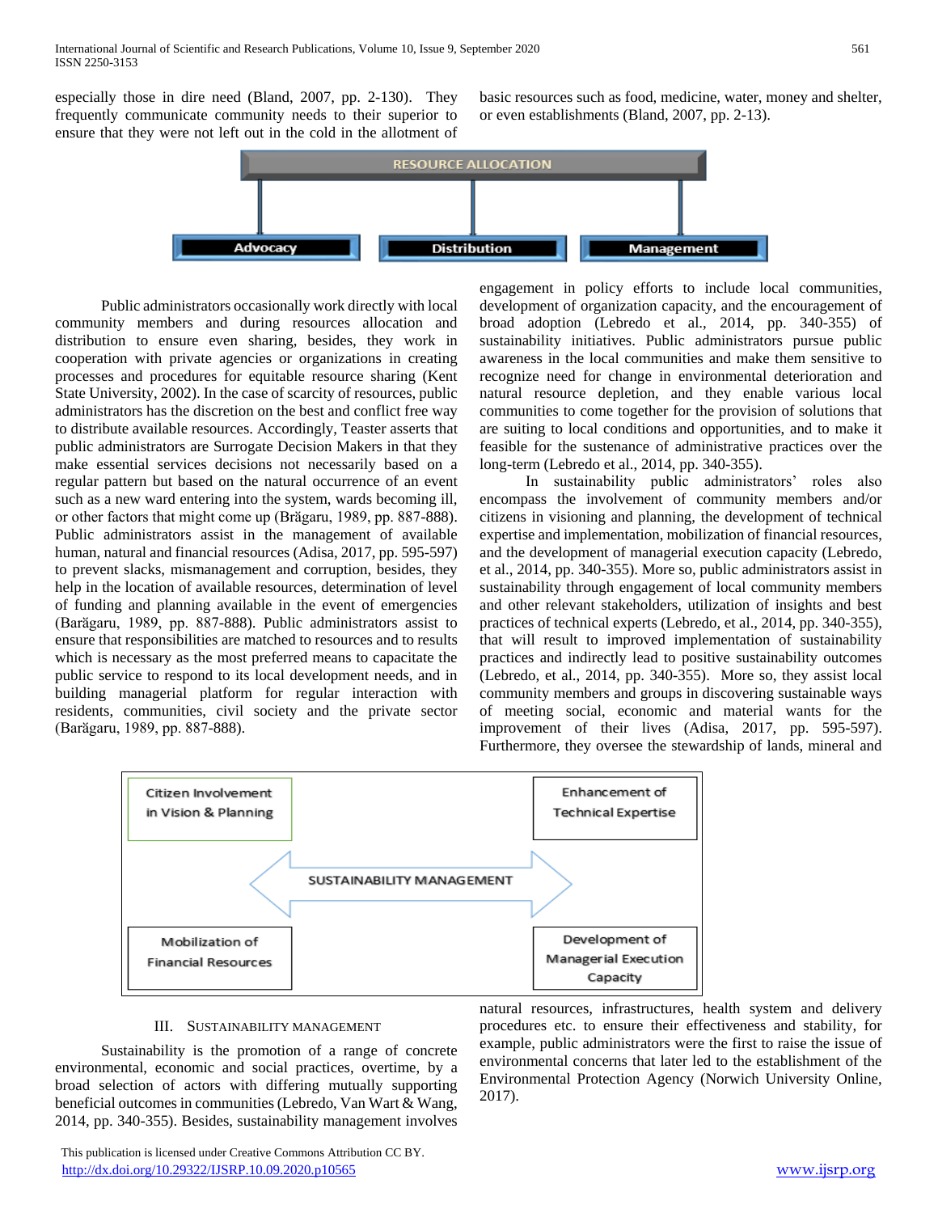especially those in dire need (Bland, 2007, pp. 2-130). They frequently communicate community needs to their superior to ensure that they were not left out in the cold in the allotment of basic resources such as food, medicine, water, money and shelter, or even establishments (Bland, 2007, pp. 2-13).

RESOURCE ALLOCATION

Advocacy | Distribution | Management

Public administrators occasionally work directly with local community members and during resources allocation and distribution to ensure even sharing, besides, they work in cooperation with private agencies or organizations in creating processes and procedures for equitable resource sharing (Kent State University, 2002). In the case of scarcity of resources, public administrators has the discretion on the best and conflict free way to distribute available resources. Accordingly, Teaster asserts that public administrators are Surrogate Decision Makers in that they make essential services decisions not necessarily based on a regular pattern but based on the natural occurrence of an event such as a new ward entering into the system, wards becoming ill, or other factors that might come up (Brăgaru, 1989, pp. 887-888). Public administrators assist in the management of available human, natural and financial resources (Adisa, 2017, pp. 595-597) to prevent slacks, mismanagement and corruption, besides, they help in the location of available resources, determination of level of funding and planning available in the event of emergencies (Barăgaru, 1989, pp. 887-888). Public administrators assist to ensure that responsibilities are matched to resources and to results which is necessary as the most preferred means to capacitate the public service to respond to its local development needs, and in building managerial platform for regular interaction with residents, communities, civil society and the private sector (Barăgaru, 1989, pp. 887-888).

## III. Sustainability Management

Sustainability is the promotion of a range of concrete environmental, economic and social practices, overtime, by a broad selection of actors with differing mutually supporting beneficial outcomes in communities (Lebredo, Van Wart & Wang, 2014, pp. 340-355). Besides, sustainability management involves engagement in policy efforts to include local communities, development of organization capacity, and the encouragement of broad adoption (Lebredo et al., 2014, pp. 340-355) of sustainability initiatives. Public administrators pursue public awareness in the local communities and make them sensitive to recognize need for change in environmental deterioration and natural resource depletion, and they enable various local communities to come together for the provision of solutions that are suiting to local conditions and opportunities, and to make it feasible for the sustenance of administrative practices over the long-term (Lebredo et al., 2014, pp. 340-355).

In sustainability public administrators' roles also encompass the involvement of community members and/or citizens in visioning and planning, the development of technical expertise and implementation, mobilization of financial resources, and the development of managerial execution capacity (Lebredo, et al., 2014, pp. 340-355). More so, public administrators assist in sustainability through engagement of local community members and other relevant stakeholders, utilization of insights and best practices of technical experts (Lebredo, et al., 2014, pp. 340-355), that will result to improved implementation of sustainability practices and indirectly lead to positive sustainability outcomes (Lebredo, et al., 2014, pp. 340-355). More so, they assist local community members and groups in discovering sustainable ways of meeting social, economic and material wants for the improvement of their lives (Adisa, 2017, pp. 595-597). Furthermore, they oversee the stewardship of lands, mineral and natural resources, infrastructures, health system and delivery procedures etc. to ensure their effectiveness and stability, for example, public administrators were the first to raise the issue of environmental concerns that later led to the establishment of the Environmental Protection Agency (Norwich University Online, 2017).

Citizen Involvement in Vision & Planning | Enhancement of Technical Expertise

SUSTAINABILITY MANAGEMENT

Mobilization of Financial Resources | Development of Managerial Execution Capacity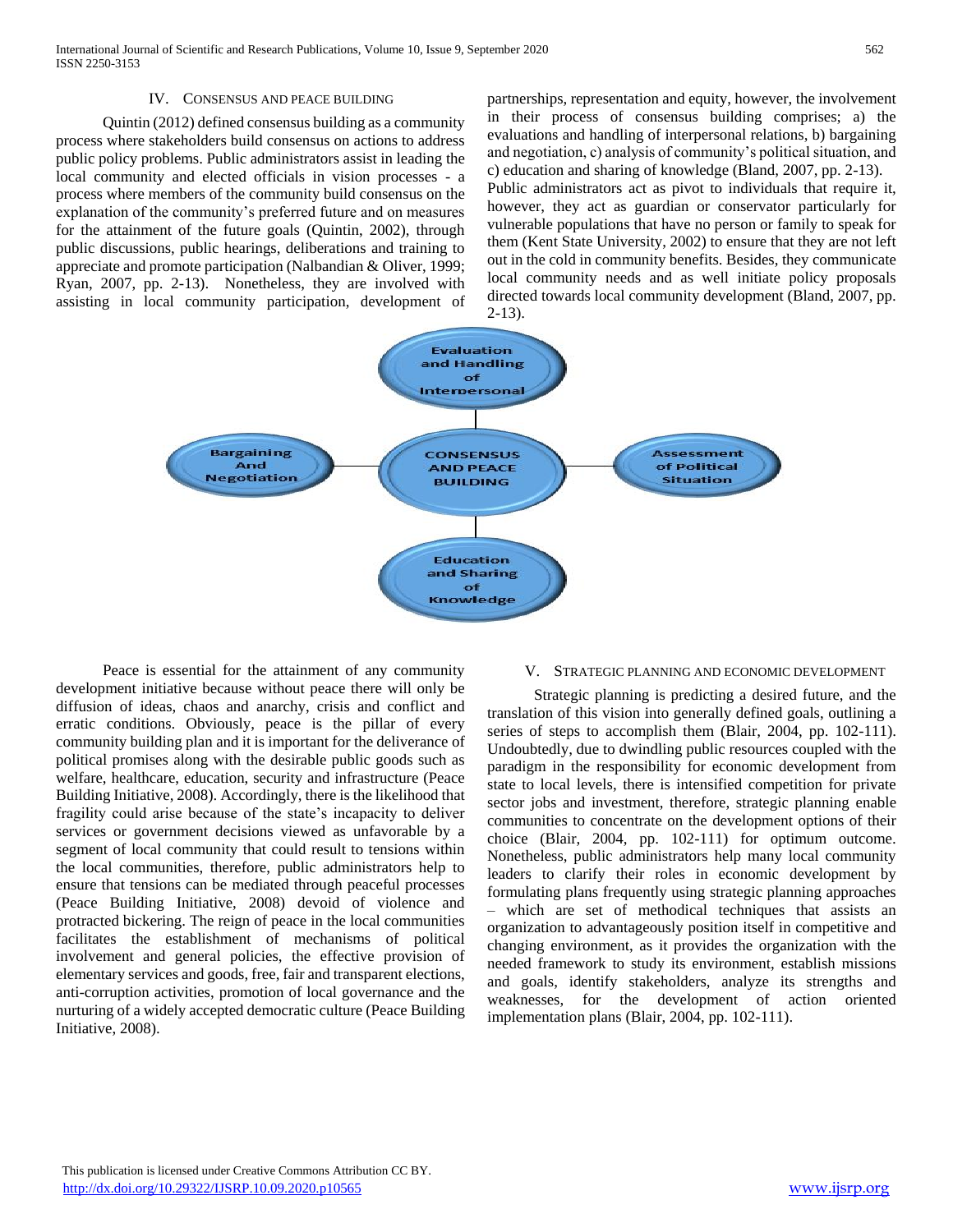## IV. Consensus and Peace Building

Quintin (2012) defined consensus building as a community process where stakeholders build consensus on actions to address public policy problems. Public administrators assist in leading the local community and elected officials in vision processes - a process where members of the community build consensus on the explanation of the community's preferred future and on measures for the attainment of the future goals (Quintin, 2002), through public discussions, public hearings, deliberations and training to appreciate and promote participation (Nalbandian & Oliver, 1999; Ryan, 2007, pp. 2-13). Nonetheless, they are involved with assisting in local community participation, development of partnerships, representation and equity, however, the involvement in their process of consensus building comprises; a) the evaluations and handling of interpersonal relations, b) bargaining and negotiation, c) analysis of community's political situation, and c) education and sharing of knowledge (Bland, 2007, pp. 2-13).

Public administrators act as pivot to individuals that require it, however, they act as guardian or conservator particularly for vulnerable populations that have no person or family to speak for them (Kent State University, 2002) to ensure that they are not left out in the cold in community benefits. Besides, they communicate local community needs and as well initiate policy proposals directed towards local community development (Bland, 2007, pp. 2-13).

Evaluation and Handling of Interpersonal

Bargaining And Negotiation

CONSENSUS AND PEACE BUILDING

Assessment of Political Situation

Education and Sharing of Knowledge

Peace is essential for the attainment of any community development initiative because without peace there will only be diffusion of ideas, chaos and anarchy, crisis and conflict and erratic conditions. Obviously, peace is the pillar of every community building plan and it is important for the deliverance of political promises along with the desirable public goods such as welfare, healthcare, education, security and infrastructure (Peace Building Initiative, 2008). Accordingly, there is the likelihood that fragility could arise because of the state's incapacity to deliver services or government decisions viewed as unfavorable by a segment of local community that could result to tensions within the local communities, therefore, public administrators help to ensure that tensions can be mediated through peaceful processes (Peace Building Initiative, 2008) devoid of violence and protracted bickering. The reign of peace in the local communities facilitates the establishment of mechanisms of political involvement and general policies, the effective provision of elementary services and goods, free, fair and transparent elections, anti-corruption activities, promotion of local governance and the nurturing of a widely accepted democratic culture (Peace Building Initiative, 2008).

## V. Strategic Planning and Economic Development

Strategic planning is predicting a desired future, and the translation of this vision into generally defined goals, outlining a series of steps to accomplish them (Blair, 2004, pp. 102-111). Undoubtedly, due to dwindling public resources coupled with the paradigm in the responsibility for economic development from state to local levels, there is intensified competition for private sector jobs and investment, therefore, strategic planning enable communities to concentrate on the development options of their choice (Blair, 2004, pp. 102-111) for optimum outcome. Nonetheless, public administrators help many local community leaders to clarify their roles in economic development by formulating plans frequently using strategic planning approaches – which are set of methodical techniques that assists an organization to advantageously position itself in competitive and changing environment, as it provides the organization with the needed framework to study its environment, establish missions and goals, identify stakeholders, analyze its strengths and weaknesses, for the development of action oriented implementation plans (Blair, 2004, pp. 102-111).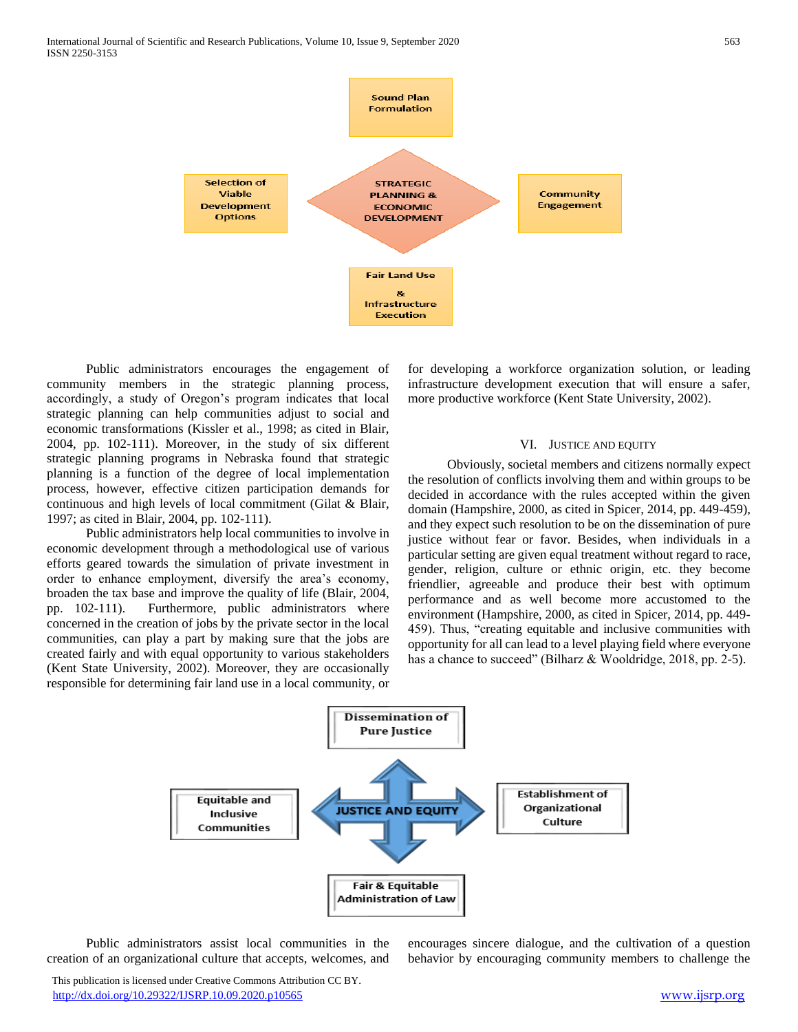Sound Plan Formulation

Selection of Viable Development Options

STRATEGIC PLANNING & ECONOMIC DEVELOPMENT

Community Engagement

Fair Land Use & Infrastructure Execution

Public administrators encourages the engagement of community members in the strategic planning process, accordingly, a study of Oregon's program indicates that local strategic planning can help communities adjust to social and economic transformations (Kissler et al., 1998; as cited in Blair, 2004, pp. 102-111). Moreover, in the study of six different strategic planning programs in Nebraska found that strategic planning is a function of the degree of local implementation process, however, effective citizen participation demands for continuous and high levels of local commitment (Gilat & Blair, 1997; as cited in Blair, 2004, pp. 102-111).

Public administrators help local communities to involve in economic development through a methodological use of various efforts geared towards the simulation of private investment in order to enhance employment, diversify the area's economy, broaden the tax base and improve the quality of life (Blair, 2004, pp. 102-111). Furthermore, public administrators where concerned in the creation of jobs by the private sector in the local communities, can play a part by making sure that the jobs are created fairly and with equal opportunity to various stakeholders (Kent State University, 2002). Moreover, they are occasionally responsible for determining fair land use in a local community, or for developing a workforce organization solution, or leading infrastructure development execution that will ensure a safer, more productive workforce (Kent State University, 2002).

## VI. Justice and Equity

Obviously, societal members and citizens normally expect the resolution of conflicts involving them and within groups to be decided in accordance with the rules accepted within the given domain (Hampshire, 2000, as cited in Spicer, 2014, pp. 449-459), and they expect such resolution to be on the dissemination of pure justice without fear or favor. Besides, when individuals in a particular setting are given equal treatment without regard to race, gender, religion, culture or ethnic origin, etc. they become friendlier, agreeable and produce their best with optimum performance and as well become more accustomed to the environment (Hampshire, 2000, as cited in Spicer, 2014, pp. 449-459). Thus, "creating equitable and inclusive communities with opportunity for all can lead to a level playing field where everyone has a chance to succeed" (Bilharz & Wooldridge, 2018, pp. 2-5).

Dissemination of Pure Justice

Equitable and Inclusive Communities

JUSTICE AND EQUITY

Establishment of Organizational Culture

Fair & Equitable Administration of Law

Public administrators assist local communities in the creation of an organizational culture that accepts, welcomes, and encourages sincere dialogue, and the cultivation of a question behavior by encouraging community members to challenge the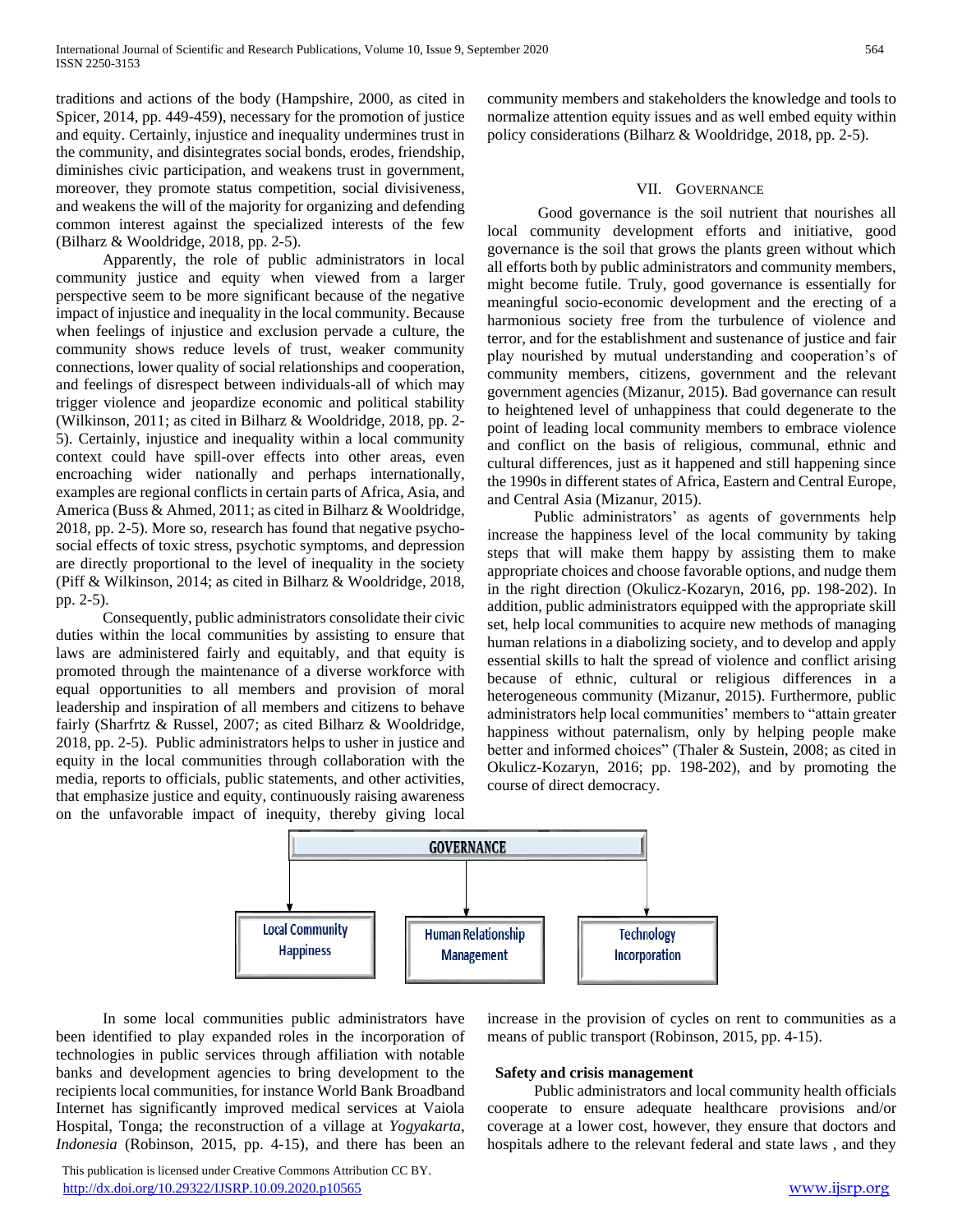traditions and actions of the body (Hampshire, 2000, as cited in Spicer, 2014, pp. 449-459), necessary for the promotion of justice and equity. Certainly, injustice and inequality undermines trust in the community, and disintegrates social bonds, erodes, friendship, diminishes civic participation, and weakens trust in government, moreover, they promote status competition, social divisiveness, and weakens the will of the majority for organizing and defending common interest against the specialized interests of the few (Bilharz & Wooldridge, 2018, pp. 2-5).

Apparently, the role of public administrators in local community justice and equity when viewed from a larger perspective seem to be more significant because of the negative impact of injustice and inequality in the local community. Because when feelings of injustice and exclusion pervade a culture, the community shows reduce levels of trust, weaker community connections, lower quality of social relationships and cooperation, and feelings of disrespect between individuals-all of which may trigger violence and jeopardize economic and political stability (Wilkinson, 2011; as cited in Bilharz & Wooldridge, 2018, pp. 2-5). Certainly, injustice and inequality within a local community context could have spill-over effects into other areas, even encroaching wider nationally and perhaps internationally, examples are regional conflicts in certain parts of Africa, Asia, and America (Buss & Ahmed, 2011; as cited in Bilharz & Wooldridge, 2018, pp. 2-5). More so, research has found that negative psycho-social effects of toxic stress, psychotic symptoms, and depression are directly proportional to the level of inequality in the society (Piff & Wilkinson, 2014; as cited in Bilharz & Wooldridge, 2018, pp. 2-5).

Consequently, public administrators consolidate their civic duties within the local communities by assisting to ensure that laws are administered fairly and equitably, and that equity is promoted through the maintenance of a diverse workforce with equal opportunities to all members and provision of moral leadership and inspiration of all members and citizens to behave fairly (Sharfrtz & Russel, 2007; as cited Bilharz & Wooldridge, 2018, pp. 2-5). Public administrators helps to usher in justice and equity in the local communities through collaboration with the media, reports to officials, public statements, and other activities, that emphasize justice and equity, continuously raising awareness on the unfavorable impact of inequity, thereby giving local community members and stakeholders the knowledge and tools to normalize attention equity issues and as well embed equity within policy considerations (Bilharz & Wooldridge, 2018, pp. 2-5).

## VII. Governance

Good governance is the soil that nourishes all local community development efforts and initiative, good governance is the soil that grows the plants green without which all efforts both by public administrators and community members, might become futile. Truly, good governance is essentially for meaningful socio-economic development and the erecting of a harmonious society free from the turbulence of violence and terror, and for the establishment and sustenance of justice and fair play nourished by mutual understanding and cooperation's of community members, citizens, government and the relevant government agencies (Mizanur, 2015). Bad governance can result to heightened level of unhappiness that could degenerate to the point of leading local community members to embrace violence and conflict on the basis of religious, communal, ethnic and cultural differences, just as it happened and still happening since the 1990s in different states of Africa, Eastern and Central Europe, and Central Asia (Mizanur, 2015).

Public administrators' as agents of governments help increase the happiness level of the local community by taking steps that will make them happy by assisting them to make appropriate choices and choose favorable options, and nudge them in the right direction (Okulicz-Kozaryn, 2016, pp. 198-202). In addition, public administrators equipped with the appropriate skill set, help local communities to acquire new methods of managing human relations in a diabolizing society, and to develop and apply essential skills to halt the spread of violence and conflict arising because of ethnic, cultural or religious differences in a heterogeneous community (Mizanur, 2015). Furthermore, public administrators help local communities' members to "attain greater happiness without paternalism, only by helping people make better and informed choices" (Thaler & Sustein, 2008; as cited in Okulicz-Kozaryn, 2016; pp. 198-202), and by promoting the course of direct democracy.

GOVERNANCE → Local Community Happiness | Human Relationship Management | Technology Incorporation

In some local communities public administrators have been identified to play expanded roles in the incorporation of technologies in public services through affiliation with notable banks and development agencies to bring development to the recipients local communities, for instance World Bank Broadband Internet has significantly improved medical services at Vaiola Hospital, Tonga; the reconstruction of a village at *Yogyakarta, Indonesia* (Robinson, 2015, pp. 4-15), and there has been an increase in the provision of cycles on rent to communities as a means of public transport (Robinson, 2015, pp. 4-15).

**Safety and crisis management**

Public administrators and local community health officials cooperate to ensure adequate healthcare provisions and/or coverage at a lower cost, however, they ensure that doctors and hospitals adhere to the relevant federal and state laws , and they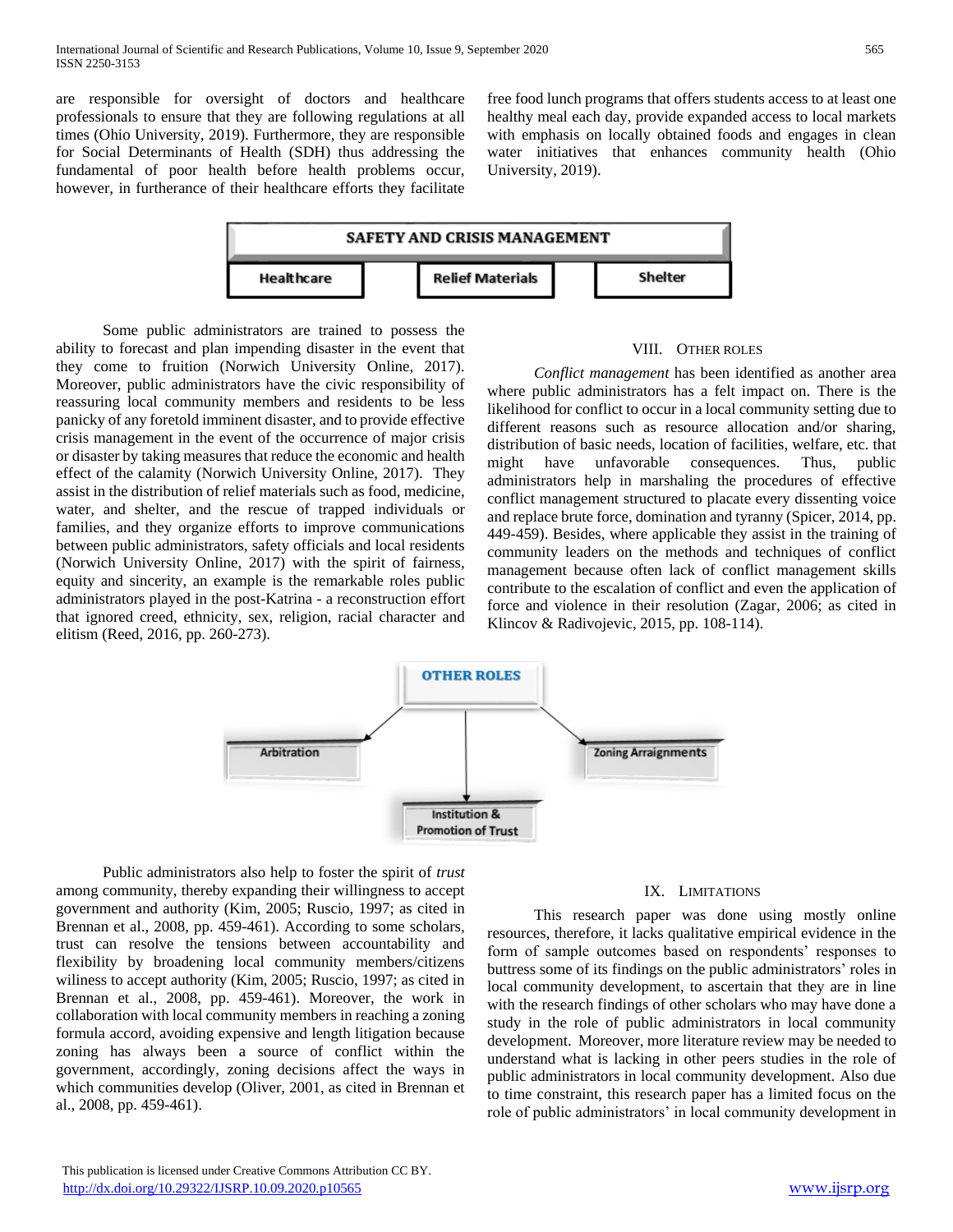are responsible for oversight of doctors and healthcare professionals to ensure that they are following regulations at all times (Ohio University, 2019). Furthermore, they are responsible for Social Determinants of Health (SDH) thus addressing the fundamental of poor health before health problems occur, however, in furtherance of their healthcare efforts they facilitate free food lunch programs that offers students access to at least one healthy meal each day, provide expanded access to local markets with emphasis on locally obtained foods and engages in clean water initiatives that enhances community health (Ohio University, 2019).

| SAFETY AND CRISIS MANAGEMENT | | |
|---|---|---|
| Healthcare | Relief Materials | Shelter |

Some public administrators are trained to possess the ability to forecast and plan impending disaster in the event that they come to fruition (Norwich University Online, 2017). Moreover, public administrators have the civic responsibility of reassuring local community members and residents to be less panicky of any foretold imminent disaster, and to provide effective crisis management in the event of the occurrence of major crisis or disaster by taking measures that reduce the economic and health effect of the calamity (Norwich University Online, 2017). They assist in the distribution of relief materials such as food, medicine, water, and shelter, and the rescue of trapped individuals or families, and they organize efforts to improve communications between public administrators, safety officials and local residents (Norwich University Online, 2017) with the spirit of fairness, equity and sincerity, an example is the remarkable roles public administrators played in the post-Katrina - a reconstruction effort that ignored creed, ethnicity, sex, religion, racial character and elitism (Reed, 2016, pp. 260-273).

## VIII. Other Roles

*Conflict management* has been identified as another area where public administrators has a felt impact on. There is the likelihood for conflict to occur in a local community setting due to different reasons such as resource allocation and/or sharing, distribution of basic needs, location of facilities, welfare, etc. that might have unfavorable consequences. Thus, public administrators help in marshaling the procedures of effective conflict management structured to placate every dissenting voice and replace brute force, domination and tyranny (Spicer, 2014, pp. 449-459). Besides, where applicable they assist in the training of community leaders on the methods and techniques of conflict management because often lack of conflict management skills contribute to the escalation of conflict and even the application of force and violence in their resolution (Zagar, 2006; as cited in Klincov & Radivojevic, 2015, pp. 108-114).

OTHER ROLES

- Arbitration
- Institution & Promotion of Trust
- Zoning Arraignments

Public administrators also help to foster the spirit of *trust* among community, thereby expanding their willingness to accept government and authority (Kim, 2005; Ruscio, 1997; as cited in Brennan et al., 2008, pp. 459-461). According to some scholars, trust can resolve the tensions between accountability and flexibility by broadening local community members/citizens wiliness to accept authority (Kim, 2005; Ruscio, 1997; as cited in Brennan et al., 2008, pp. 459-461). Moreover, the work in collaboration with local community members in reaching a zoning formula accord, avoiding expensive and length litigation because zoning has always been a source of conflict within the government, accordingly, zoning decisions affect the ways in which communities develop (Oliver, 2001, as cited in Brennan et al., 2008, pp. 459-461).

## IX. Limitations

This research paper was done using mostly online resources, therefore, it lacks qualitative empirical evidence in the form of sample outcomes based on respondents' responses to buttress some of its findings on the public administrators' roles in local community development, to ascertain that they are in line with the research findings of other scholars who may have done a study in the role of public administrators in local community development. Moreover, more literature review may be needed to understand what is lacking in other peers studies in the role of public administrators in local community development. Also due to time constraint, this research paper has a limited focus on the role of public administrators' in local community development in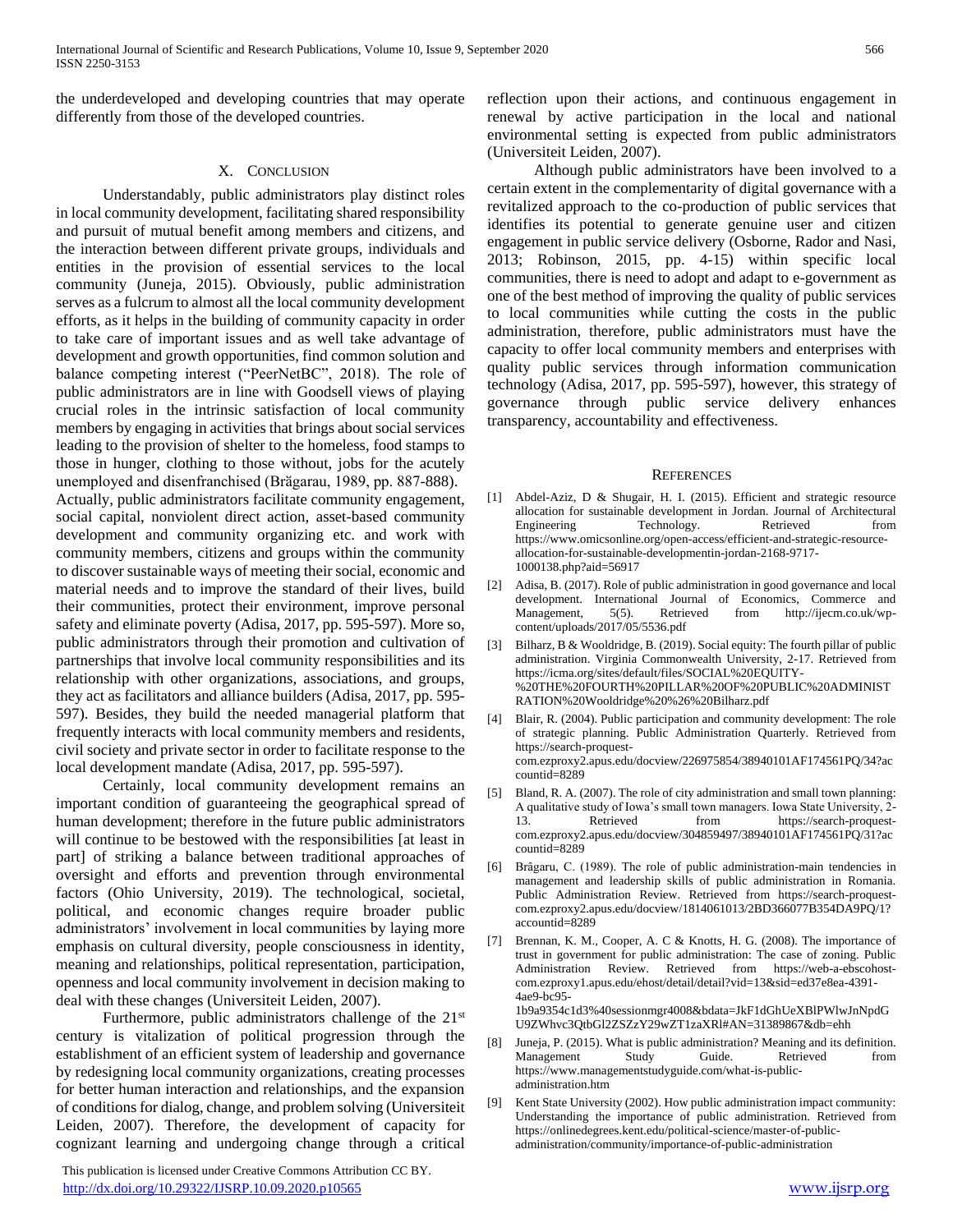the underdeveloped and developing countries that may operate differently from those of the developed countries.

## X. Conclusion

Understandably, public administrators play distinct roles in local community development, facilitating shared responsibility and pursuit of mutual benefit among members and citizens, and the interaction between different private groups, individuals and entities in the provision of essential services to the local community (Juneja, 2015). Obviously, public administration serves as a fulcrum to almost all the local community development efforts, as it helps in the building of community capacity in order to take care of important issues and as well take advantage of development and growth opportunities, find common solution and balance competing interest ("PeerNetBC", 2018). The role of public administrators are in line with Goodsell views of playing crucial roles in the intrinsic satisfaction of local community members by engaging in activities that brings about social services leading to the provision of shelter to the homeless, food stamps to those in hunger, clothing to those without, jobs for the acutely unemployed and disenfranchised (Brăgarau, 1989, pp. 887-888). Actually, public administrators facilitate community engagement, social capital, nonviolent direct action, asset-based community development and community organizing etc. and work with community members, citizens and groups within the community to discover sustainable ways of meeting their social, economic and material needs and to improve the standard of their lives, build their communities, protect their environment, improve personal safety and eliminate poverty (Adisa, 2017, pp. 595-597). More so, public administrators through their promotion and cultivation of partnerships that involve local community responsibilities and its relationship with other organizations, associations, and groups, they act as facilitators and alliance builders (Adisa, 2017, pp. 595-597). Besides, they build the needed managerial platform that frequently interacts with local community members and residents, civil society and private sector in order to facilitate response to the local development mandate (Adisa, 2017, pp. 595-597).

Certainly, local community development remains an important condition of guaranteeing the geographical spread of human development; therefore in the future public administrators will continue to be bestowed with the responsibilities [at least in part] of striking a balance between traditional approaches of oversight and efforts and prevention through environmental factors (Ohio University, 2019). The technological, societal, political, and economic changes require broader public administrators' involvement in local communities by laying more emphasis on cultural diversity, people consciousness in identity, meaning and relationships, political representation, participation, openness and local community involvement in decision making to deal with these changes (Universiteit Leiden, 2007).

Furthermore, public administrators challenge of the 21st century is vitalization of political progression through the establishment of an efficient system of leadership and governance by redesigning local community organizations, creating processes for better human interaction and relationships, and the expansion of conditions for dialog, change, and problem solving (Universiteit Leiden, 2007). Therefore, the development of capacity for cognizant learning and undergoing change through a critical reflection upon their actions, and continuous engagement in renewal by active participation in the local and national environmental setting is expected from public administrators (Universiteit Leiden, 2007).

Although public administrators have been involved to a certain extent in the complementarity of digital governance with a revitalized approach to the co-production of public services that identifies its potential to generate genuine user and citizen engagement in public service delivery (Osborne, Rador and Nasi, 2013; Robinson, 2015, pp. 4-15) within specific local communities, there is need to adopt and adapt to e-government as one of the best method of improving the quality of public services to local communities while cutting the costs in the public administration, therefore, public administrators must have the capacity to offer local community members and enterprises with quality public services through information communication technology (Adisa, 2017, pp. 595-597), however, this strategy of governance through public service delivery enhances transparency, accountability and effectiveness.

## References

[1] Abdel-Aziz, D & Shugair, H. I. (2015). Efficient and strategic resource allocation for sustainable development in Jordan. Journal of Architectural Engineering Technology. Retrieved from https://www.omicsonline.org/open-access/efficient-and-strategic-resource-allocation-for-sustainable-developmentin-jordan-2168-9717-1000138.php?aid=56917

[2] Adisa, B. (2017). Role of public administration in good governance and local development. International Journal of Economics, Commerce and Management, 5(5). Retrieved from http://ijecm.co.uk/wp-content/uploads/2017/05/5536.pdf

[3] Bilharz, B & Wooldridge, B. (2019). Social equity: The fourth pillar of public administration. Virginia Commonwealth University, 2-17. Retrieved from https://icma.org/sites/default/files/SOCIAL%20EQUITY-%20THE%20FOURTH%20PILLAR%20OF%20PUBLIC%20ADMINISTRATION%20Wooldridge%20%26%20Bilharz.pdf

[4] Blair, R. (2004). Public participation and community development: The role of strategic planning. Public Administration Quarterly. Retrieved from https://search-proquest-com.ezproxy2.apus.edu/docview/226975854/38940101AF174561PQ/34?accountid=8289

[5] Bland, R. A. (2007). The role of city administration and small town planning: A qualitative study of Iowa's small town managers. Iowa State University, 2-13. Retrieved from https://search-proquest-com.ezproxy2.apus.edu/docview/304859497/38940101AF174561PQ/31?accountid=8289

[6] Brâgaru, C. (1989). The role of public administration-main tendencies in management and leadership skills of public administration in Romania. Public Administration Review. Retrieved from https://search-proquest-com.ezproxy2.apus.edu/docview/1814061013/2BD366077B354DA9PQ/1?accountid=8289

[7] Brennan, K. M., Cooper, A. C & Knotts, H. G. (2008). The importance of trust in government for public administration: The case of zoning. Public Administration Review. Retrieved from https://web-a-ebscohost-com.ezproxy1.apus.edu/ehost/detail/detail?vid=13&sid=ed37e8ea-4391-4ae9-bc95-1b9a9354c1d3%40sessionmgr4008&bdata=JkF1dGhUeXBlPWlwJnNpdGU9ZWhvc3QtbGl2ZSZzY29wZT1zaXRl#AN=31389867&db=ehh

[8] Juneja, P. (2015). What is public administration? Meaning and its definition. Management Study Guide. Retrieved from https://www.managementstudyguide.com/what-is-public-administration.htm

[9] Kent State University (2002). How public administration impact community: Understanding the importance of public administration. Retrieved from https://onlinedegrees.kent.edu/political-science/master-of-public-administration/community/importance-of-public-administration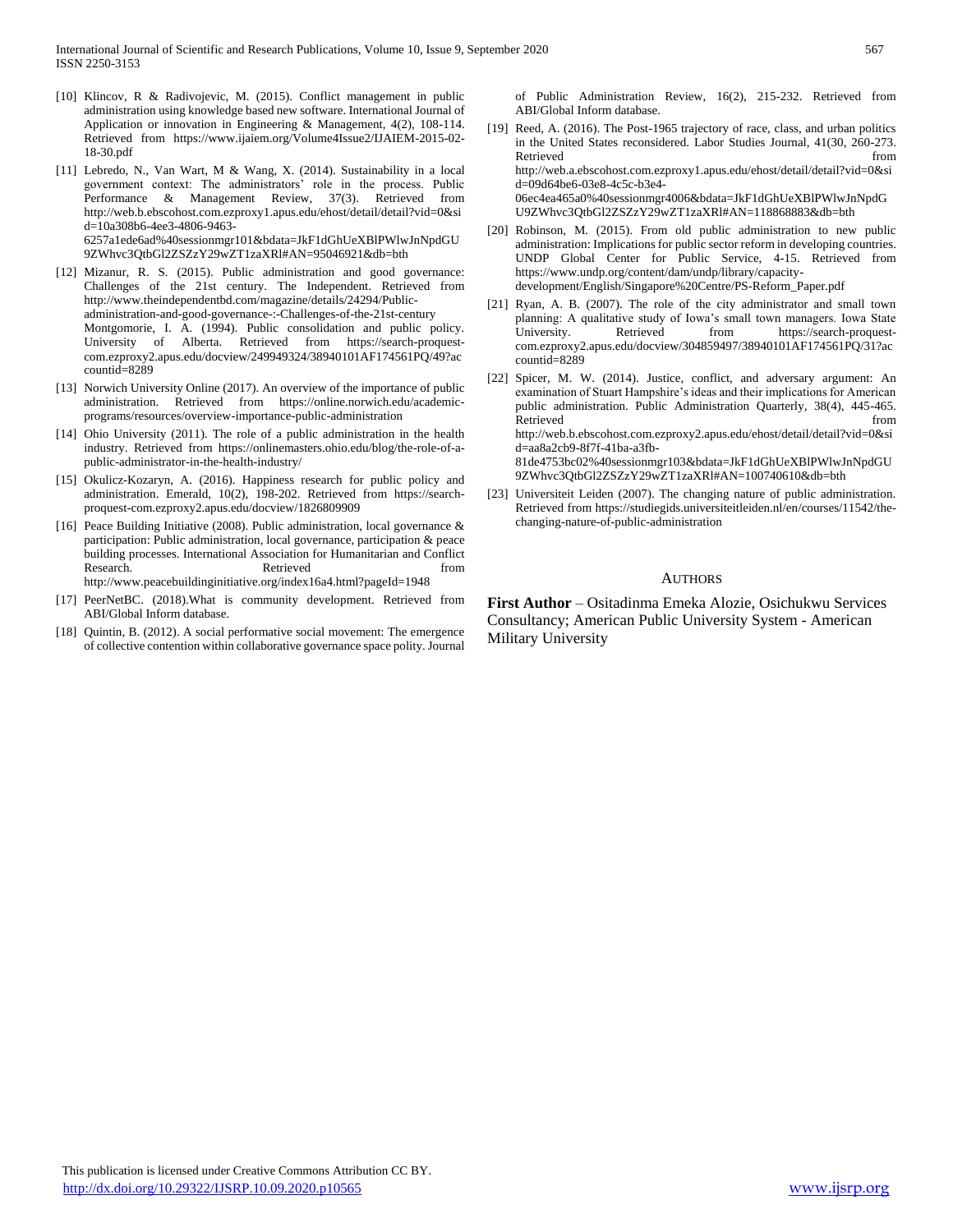[10] Klincov, R & Radivojevic, M. (2015). Conflict management in public administration using knowledge based new software. International Journal of Application or innovation in Engineering & Management, 4(2), 108-114. Retrieved from https://www.ijaiem.org/Volume4Issue2/IJAIEM-2015-02-18-30.pdf

[11] Lebredo, N., Van Wart, M & Wang, X. (2014). Sustainability in a local government context: The administrators' role in the process. Public Performance & Management Review, 37(3). Retrieved from http://web.b.ebscohost.com.ezproxy1.apus.edu/ehost/detail/detail?vid=0&sid=10a308b6-4ee3-4806-9463-6257a1ede6ad%40sessionmgr101&bdata=JkF1dGhUeXBlPWlwJnNpdGU9ZWhvc3QtbGl2ZSZzY29wZT1zaXRl#AN=95046921&db=bth

[12] Mizanur, R. S. (2015). Public administration and good governance: Challenges of the 21st century. The Independent. Retrieved from http://www.theindependentbd.com/magazine/details/24294/Public-administration-and-good-governance-:-Challenges-of-the-21st-century Montgomorie, I. A. (1994). Public consolidation and public policy. University of Alberta. Retrieved from https://search-proquest-com.ezproxy2.apus.edu/docview/249949324/38940101AF174561PQ/49?accountid=8289

[13] Norwich University Online (2017). An overview of the importance of public administration. Retrieved from https://online.norwich.edu/academic-programs/resources/overview-importance-public-administration

[14] Ohio University (2011). The role of a public administration in the health industry. Retrieved from https://onlinemasters.ohio.edu/blog/the-role-of-a-public-administrator-in-the-health-industry/

[15] Okulicz-Kozaryn, A. (2016). Happiness research for public policy and administration. Emerald, 10(2), 198-202. Retrieved from https://search-proquest-com.ezproxy2.apus.edu/docview/1826809909

[16] Peace Building Initiative (2008). Public administration, local governance & participation: Public administration, local governance, participation & peace building processes. International Association for Humanitarian and Conflict Research. Retrieved from http://www.peacebuildinginitiative.org/index16a4.html?pageId=1948

[17] PeerNetBC. (2018).What is community development. Retrieved from ABI/Global Inform database.

[18] Quintin, B. (2012). A social performative social movement: The emergence of collective contention within collaborative governance space polity. Journal of Public Administration Review, 16(2), 215-232. Retrieved from ABI/Global Inform database.

[19] Reed, A. (2016). The Post-1965 trajectory of race, class, and urban politics in the United States reconsidered. Labor Studies Journal, 41(30, 260-273. Retrieved from http://web.a.ebscohost.com.ezproxy1.apus.edu/ehost/detail/detail?vid=0&sid=09d64be6-03e8-4c5c-b3e4-06ec4ea465a0%40sessionmgr4006&bdata=JkF1dGhUeXBlPWlwJnNpdGU9ZWhvc3QtbGl2ZSZzY29wZT1zaXRl#AN=118868883&db=bth

[20] Robinson, M. (2015). From old public administration to new public administration: Implications for public sector reform in developing countries. UNDP Global Center for Public Service, 4-15. Retrieved from https://www.undp.org/content/dam/undp/library/capacity-development/English/Singapore%20Centre/PS-Reform_Paper.pdf

[21] Ryan, A. B. (2007). The role of the city administrator and small town planning: A qualitative study of Iowa's small town managers. Iowa State University. Retrieved from https://search-proquest-com.ezproxy2.apus.edu/docview/304859497/38940101AF174561PQ/31?accountid=8289

[22] Spicer, M. W. (2014). Justice, conflict, and adversary argument: An examination of Stuart Hampshire's ideas and their implications for American public administration. Public Administration Quarterly, 38(4), 445-465. Retrieved from http://web.b.ebscohost.com.ezproxy2.apus.edu/ehost/detail/detail?vid=0&sid=aa8a2cb9-8f7f-41ba-a3fb-81de4753bc02%40sessionmgr103&bdata=JkF1dGhUeXBlPWlwJnNpdGU9ZWhvc3QtbGl2ZSZzY29wZT1zaXRl#AN=100740610&db=bth

[23] Universiteit Leiden (2007). The changing nature of public administration. Retrieved from https://studiegids.universiteitleiden.nl/en/courses/11542/the-changing-nature-of-public-administration

## Authors

**First Author** – Ositadinma Emeka Alozie, Osichukwu Services Consultancy; American Public University System - American Military University

This publication is licensed under Creative Commons Attribution CC BY.
http://dx.doi.org/10.29322/IJSRP.10.09.2020.p10565